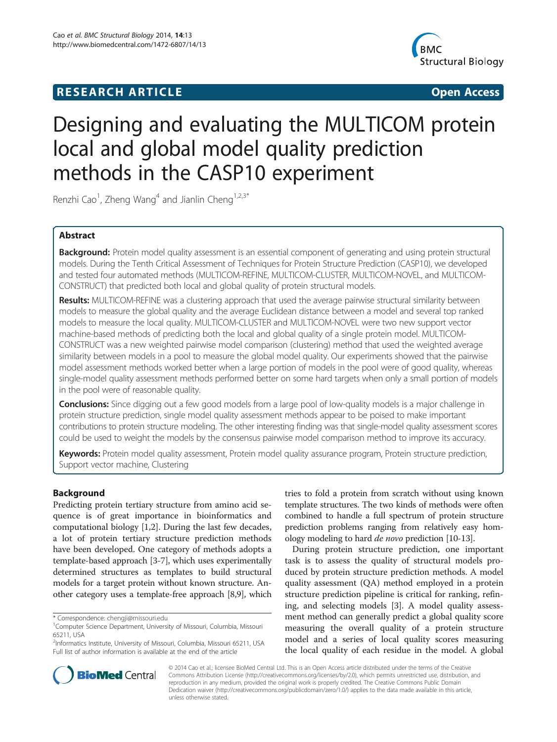**RESEARCH ARTICLE** **Open Access**

# Designing and evaluating the MULTICOM protein local and global model quality prediction methods in the CASP10 experiment

Renzhi Cao[1], Zheng Wang[4] and Jianlin Cheng[1,2,3*]

## Abstract

**Background:** Protein model quality assessment is an essential component of generating and using protein structural models. During the Tenth Critical Assessment of Techniques for Protein Structure Prediction (CASP10), we developed and tested four automated methods (MULTICOM-REFINE, MULTICOM-CLUSTER, MULTICOM-NOVEL, and MULTICOM-CONSTRUCT) that predicted both local and global quality of protein structural models.

**Results:** MULTICOM-REFINE was a clustering approach that used the average pairwise structural similarity between models to measure the global quality and the average Euclidean distance between a model and several top ranked models to measure the local quality. MULTICOM-CLUSTER and MULTICOM-NOVEL were two new support vector machine-based methods of predicting both the local and global quality of a single protein model. MULTICOM-CONSTRUCT was a new weighted pairwise model comparison (clustering) method that used the weighted average similarity between models in a pool to measure the global model quality. Our experiments showed that the pairwise model assessment methods worked better when a large portion of models in the pool were of good quality, whereas single-model quality assessment methods performed better on some hard targets when only a small portion of models in the pool were of reasonable quality.

**Conclusions:** Since digging out a few good models from a large pool of low-quality models is a major challenge in protein structure prediction, single model quality assessment methods appear to be poised to make important contributions to protein structure modeling. The other interesting finding was that single-model quality assessment scores could be used to weight the models by the consensus pairwise model comparison method to improve its accuracy.

**Keywords:** Protein model quality assessment, Protein model quality assurance program, Protein structure prediction, Support vector machine, Clustering

## Background

Predicting protein tertiary structure from amino acid sequence is of great importance in bioinformatics and computational biology [1,2]. During the last few decades, a lot of protein tertiary structure prediction methods have been developed. One category of methods adopts a template-based approach [3-7], which uses experimentally determined structures as templates to build structural models for a target protein without known structure. Another category uses a template-free approach [8,9], which tries to fold a protein from scratch without using known template structures. The two kinds of methods were often combined to handle a full spectrum of protein structure prediction problems ranging from relatively easy homology modeling to hard *de novo* prediction [10-13].

During protein structure prediction, one important task is to assess the quality of structural models produced by protein structure prediction methods. A model quality assessment (QA) method employed in a protein structure prediction pipeline is critical for ranking, refining, and selecting models [3]. A model quality assessment method can generally predict a global quality score measuring the overall quality of a protein structure model and a series of local quality scores measuring the local quality of each residue in the model. A global

\* Correspondence: chengji@missouri.edu
[1]Computer Science Department, University of Missouri, Columbia, Missouri 65211, USA
[2]Informatics Institute, University of Missouri, Columbia, Missouri 65211, USA
Full list of author information is available at the end of the article

© 2014 Cao et al.; licensee BioMed Central Ltd. This is an Open Access article distributed under the terms of the Creative Commons Attribution License (http://creativecommons.org/licenses/by/2.0), which permits unrestricted use, distribution, and reproduction in any medium, provided the original work is properly credited. The Creative Commons Public Domain Dedication waiver (http://creativecommons.org/publicdomain/zero/1.0/) applies to the data made available in this article, unless otherwise stated.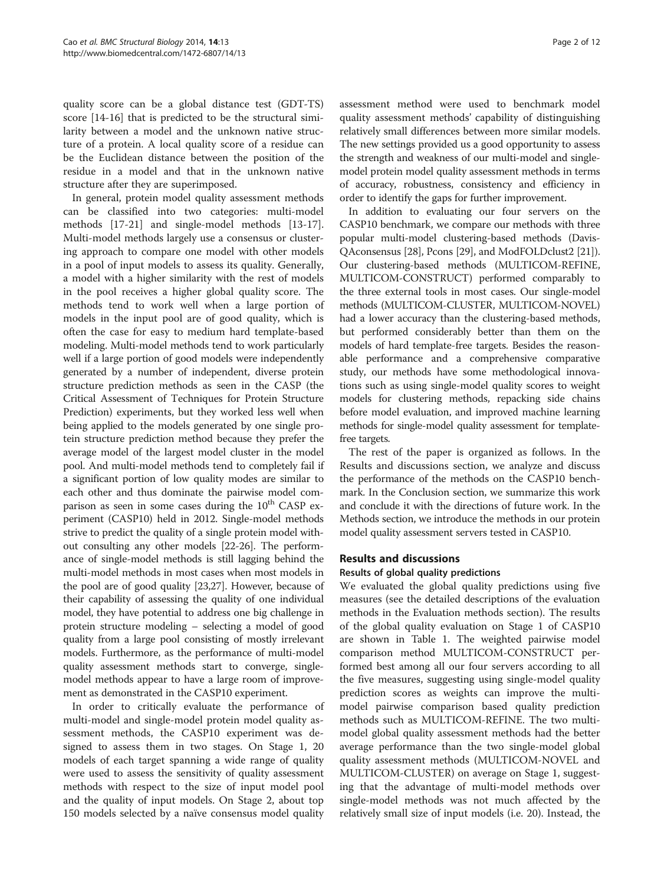quality score can be a global distance test (GDT-TS) score [14-16] that is predicted to be the structural similarity between a model and the unknown native structure of a protein. A local quality score of a residue can be the Euclidean distance between the position of the residue in a model and that in the unknown native structure after they are superimposed.

In general, protein model quality assessment methods can be classified into two categories: multi-model methods [17-21] and single-model methods [13-17]. Multi-model methods largely use a consensus or clustering approach to compare one model with other models in a pool of input models to assess its quality. Generally, a model with a higher similarity with the rest of models in the pool receives a higher global quality score. The methods tend to work well when a large portion of models in the input pool are of good quality, which is often the case for easy to medium hard template-based modeling. Multi-model methods tend to work particularly well if a large portion of good models were independently generated by a number of independent, diverse protein structure prediction methods as seen in the CASP (the Critical Assessment of Techniques for Protein Structure Prediction) experiments, but they worked less well when being applied to the models generated by one single protein structure prediction method because they prefer the average model of the largest model cluster in the model pool. And multi-model methods tend to completely fail if a significant portion of low quality modes are similar to each other and thus dominate the pairwise model comparison as seen in some cases during the 10th CASP experiment (CASP10) held in 2012. Single-model methods strive to predict the quality of a single protein model without consulting any other models [22-26]. The performance of single-model methods is still lagging behind the multi-model methods in most cases when most models in the pool are of good quality [23,27]. However, because of their capability of assessing the quality of one individual model, they have potential to address one big challenge in protein structure modeling – selecting a model of good quality from a large pool consisting of mostly irrelevant models. Furthermore, as the performance of multi-model quality assessment methods start to converge, single-model methods appear to have a large room of improvement as demonstrated in the CASP10 experiment.

In order to critically evaluate the performance of multi-model and single-model protein model quality assessment methods, the CASP10 experiment was designed to assess them in two stages. On Stage 1, 20 models of each target spanning a wide range of quality were used to assess the sensitivity of quality assessment methods with respect to the size of input model pool and the quality of input models. On Stage 2, about top 150 models selected by a naïve consensus model quality assessment method were used to benchmark model quality assessment methods' capability of distinguishing relatively small differences between more similar models. The new settings provided us a good opportunity to assess the strength and weakness of our multi-model and single-model protein model quality assessment methods in terms of accuracy, robustness, consistency and efficiency in order to identify the gaps for further improvement.

In addition to evaluating our four servers on the CASP10 benchmark, we compare our methods with three popular multi-model clustering-based methods (Davis-QAconsensus [28], Pcons [29], and ModFOLDclust2 [21]). Our clustering-based methods (MULTICOM-REFINE, MULTICOM-CONSTRUCT) performed comparably to the three external tools in most cases. Our single-model methods (MULTICOM-CLUSTER, MULTICOM-NOVEL) had a lower accuracy than the clustering-based methods, but performed considerably better than them on the models of hard template-free targets. Besides the reasonable performance and a comprehensive comparative study, our methods have some methodological innovations such as using single-model quality scores to weight models for clustering methods, repacking side chains before model evaluation, and improved machine learning methods for single-model quality assessment for template-free targets.

The rest of the paper is organized as follows. In the Results and discussions section, we analyze and discuss the performance of the methods on the CASP10 benchmark. In the Conclusion section, we summarize this work and conclude it with the directions of future work. In the Methods section, we introduce the methods in our protein model quality assessment servers tested in CASP10.

## Results and discussions

### Results of global quality predictions

We evaluated the global quality predictions using five measures (see the detailed descriptions of the evaluation methods in the Evaluation methods section). The results of the global quality evaluation on Stage 1 of CASP10 are shown in Table 1. The weighted pairwise model comparison method MULTICOM-CONSTRUCT performed best among all our four servers according to all the five measures, suggesting using single-model quality prediction scores as weights can improve the multi-model pairwise comparison based quality prediction methods such as MULTICOM-REFINE. The two multi-model global quality assessment methods had the better average performance than the two single-model global quality assessment methods (MULTICOM-NOVEL and MULTICOM-CLUSTER) on average on Stage 1, suggesting that the advantage of multi-model methods over single-model methods was not much affected by the relatively small size of input models (i.e. 20). Instead, the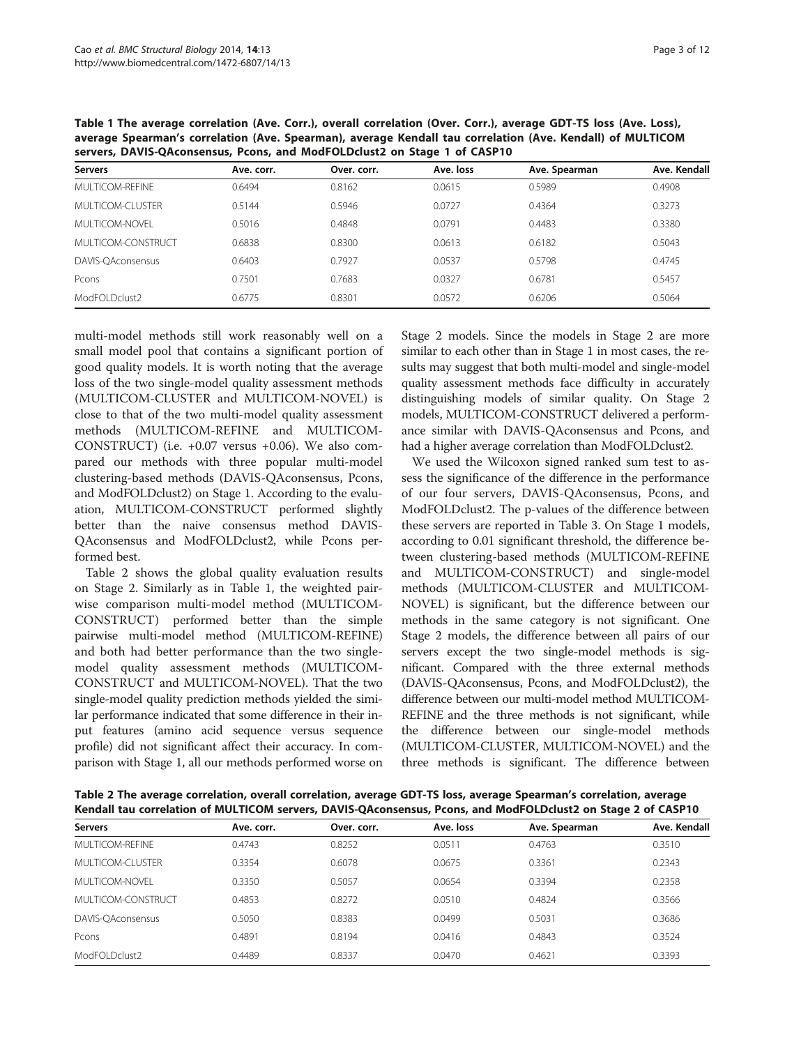**Table 1 The average correlation (Ave. Corr.), overall correlation (Over. Corr.), average GDT-TS loss (Ave. Loss), average Spearman's correlation (Ave. Spearman), average Kendall tau correlation (Ave. Kendall) of MULTICOM servers, DAVIS-QAconsensus, Pcons, and ModFOLDclust2 on Stage 1 of CASP10**

| Servers | Ave. corr. | Over. corr. | Ave. loss | Ave. Spearman | Ave. Kendall |
|---|---|---|---|---|---|
| MULTICOM-REFINE | 0.6494 | 0.8162 | 0.0615 | 0.5989 | 0.4908 |
| MULTICOM-CLUSTER | 0.5144 | 0.5946 | 0.0727 | 0.4364 | 0.3273 |
| MULTICOM-NOVEL | 0.5016 | 0.4848 | 0.0791 | 0.4483 | 0.3380 |
| MULTICOM-CONSTRUCT | 0.6838 | 0.8300 | 0.0613 | 0.6182 | 0.5043 |
| DAVIS-QAconsensus | 0.6403 | 0.7927 | 0.0537 | 0.5798 | 0.4745 |
| Pcons | 0.7501 | 0.7683 | 0.0327 | 0.6781 | 0.5457 |
| ModFOLDclust2 | 0.6775 | 0.8301 | 0.0572 | 0.6206 | 0.5064 |

multi-model methods still work reasonably well on a small model pool that contains a significant portion of good quality models. It is worth noting that the average loss of the two single-model quality assessment methods (MULTICOM-CLUSTER and MULTICOM-NOVEL) is close to that of the two multi-model quality assessment methods (MULTICOM-REFINE and MULTICOM-CONSTRUCT) (i.e. +0.07 versus +0.06). We also compared our methods with three popular multi-model clustering-based methods (DAVIS-QAconsensus, Pcons, and ModFOLDclust2) on Stage 1. According to the evaluation, MULTICOM-CONSTRUCT performed slightly better than the naive consensus method DAVIS-QAconsensus and ModFOLDclust2, while Pcons performed best.

Table 2 shows the global quality evaluation results on Stage 2. Similarly as in Table 1, the weighted pairwise comparison multi-model method (MULTICOM-CONSTRUCT) performed better than the simple pairwise multi-model method (MULTICOM-REFINE) and both had better performance than the two single-model quality assessment methods (MULTICOM-CONSTRUCT and MULTICOM-NOVEL). That the two single-model quality prediction methods yielded the similar performance indicated that some difference in their input features (amino acid sequence versus sequence profile) did not significant affect their accuracy. In comparison with Stage 1, all our methods performed worse on Stage 2 models. Since the models in Stage 2 are more similar to each other than in Stage 1 in most cases, the results may suggest that both multi-model and single-model quality assessment methods face difficulty in accurately distinguishing models of similar quality. On Stage 2 models, MULTICOM-CONSTRUCT delivered a performance similar with DAVIS-QAconsensus and Pcons, and had a higher average correlation than ModFOLDclust2.

We used the Wilcoxon signed ranked sum test to assess the significance of the difference in the performance of our four servers, DAVIS-QAconsensus, Pcons, and ModFOLDclust2. The p-values of the difference between these servers are reported in Table 3. On Stage 1 models, according to 0.01 significant threshold, the difference between clustering-based methods (MULTICOM-REFINE and MULTICOM-CONSTRUCT) and single-model methods (MULTICOM-CLUSTER and MULTICOM-NOVEL) is significant, but the difference between our methods in the same category is not significant. One Stage 2 models, the difference between all pairs of our servers except the two single-model methods is significant. Compared with the three external methods (DAVIS-QAconsensus, Pcons, and ModFOLDclust2), the difference between our multi-model method MULTICOM-REFINE and the three methods is not significant, while the difference between our single-model methods (MULTICOM-CLUSTER, MULTICOM-NOVEL) and the three methods is significant. The difference between

**Table 2 The average correlation, overall correlation, average GDT-TS loss, average Spearman's correlation, average Kendall tau correlation of MULTICOM servers, DAVIS-QAconsensus, Pcons, and ModFOLDclust2 on Stage 2 of CASP10**

| Servers | Ave. corr. | Over. corr. | Ave. loss | Ave. Spearman | Ave. Kendall |
|---|---|---|---|---|---|
| MULTICOM-REFINE | 0.4743 | 0.8252 | 0.0511 | 0.4763 | 0.3510 |
| MULTICOM-CLUSTER | 0.3354 | 0.6078 | 0.0675 | 0.3361 | 0.2343 |
| MULTICOM-NOVEL | 0.3350 | 0.5057 | 0.0654 | 0.3394 | 0.2358 |
| MULTICOM-CONSTRUCT | 0.4853 | 0.8272 | 0.0510 | 0.4824 | 0.3566 |
| DAVIS-QAconsensus | 0.5050 | 0.8383 | 0.0499 | 0.5031 | 0.3686 |
| Pcons | 0.4891 | 0.8194 | 0.0416 | 0.4843 | 0.3524 |
| ModFOLDclust2 | 0.4489 | 0.8337 | 0.0470 | 0.4621 | 0.3393 |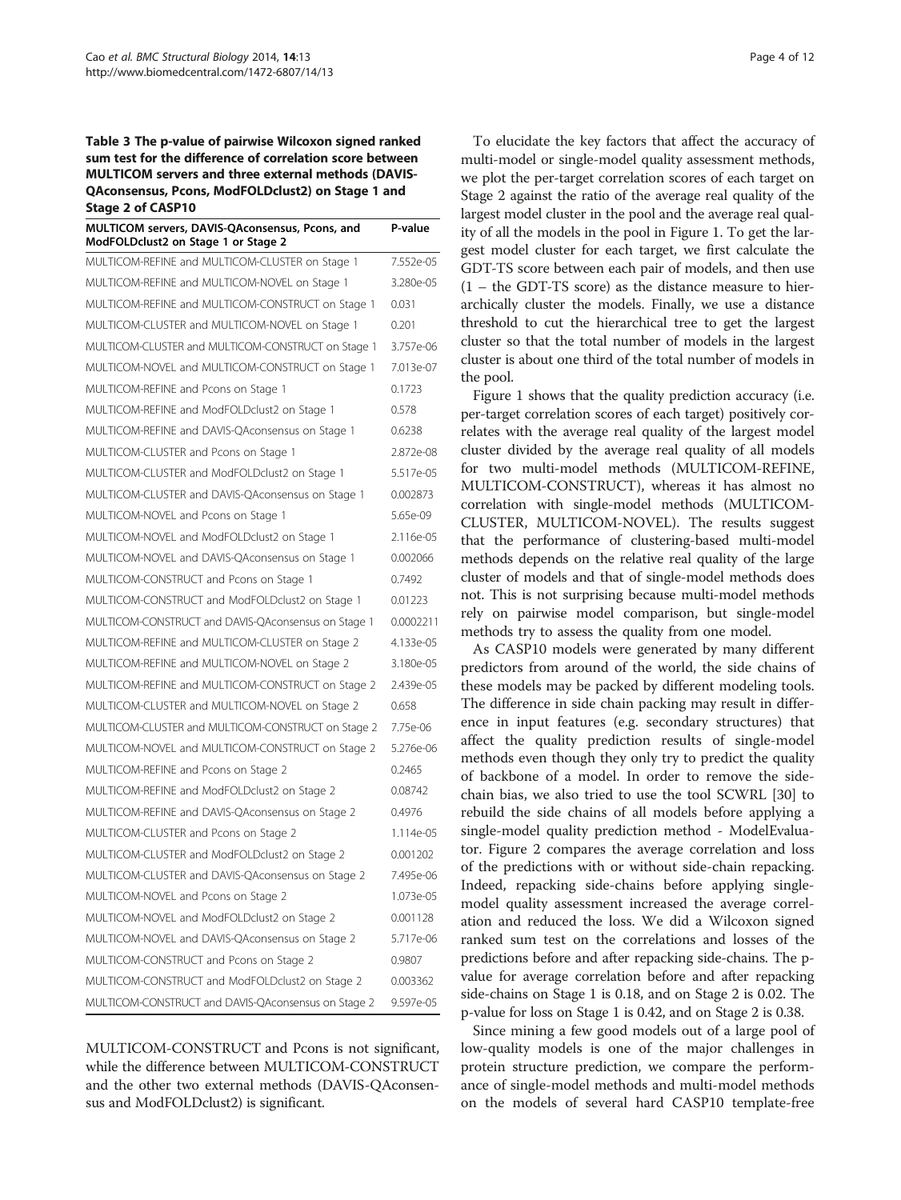**Table 3 The p-value of pairwise Wilcoxon signed ranked sum test for the difference of correlation score between MULTICOM servers and three external methods (DAVIS-QAconsensus, Pcons, ModFOLDclust2) on Stage 1 and Stage 2 of CASP10**

| MULTICOM servers, DAVIS-QAconsensus, Pcons, and ModFOLDclust2 on Stage 1 or Stage 2 | P-value |
|---|---|
| MULTICOM-REFINE and MULTICOM-CLUSTER on Stage 1 | 7.552e-05 |
| MULTICOM-REFINE and MULTICOM-NOVEL on Stage 1 | 3.280e-05 |
| MULTICOM-REFINE and MULTICOM-CONSTRUCT on Stage 1 | 0.031 |
| MULTICOM-CLUSTER and MULTICOM-NOVEL on Stage 1 | 0.201 |
| MULTICOM-CLUSTER and MULTICOM-CONSTRUCT on Stage 1 | 3.757e-06 |
| MULTICOM-NOVEL and MULTICOM-CONSTRUCT on Stage 1 | 7.013e-07 |
| MULTICOM-REFINE and Pcons on Stage 1 | 0.1723 |
| MULTICOM-REFINE and ModFOLDclust2 on Stage 1 | 0.578 |
| MULTICOM-REFINE and DAVIS-QAconsensus on Stage 1 | 0.6238 |
| MULTICOM-CLUSTER and Pcons on Stage 1 | 2.872e-08 |
| MULTICOM-CLUSTER and ModFOLDclust2 on Stage 1 | 5.517e-05 |
| MULTICOM-CLUSTER and DAVIS-QAconsensus on Stage 1 | 0.002873 |
| MULTICOM-NOVEL and Pcons on Stage 1 | 5.65e-09 |
| MULTICOM-NOVEL and ModFOLDclust2 on Stage 1 | 2.116e-05 |
| MULTICOM-NOVEL and DAVIS-QAconsensus on Stage 1 | 0.002066 |
| MULTICOM-CONSTRUCT and Pcons on Stage 1 | 0.7492 |
| MULTICOM-CONSTRUCT and ModFOLDclust2 on Stage 1 | 0.01223 |
| MULTICOM-CONSTRUCT and DAVIS-QAconsensus on Stage 1 | 0.0002211 |
| MULTICOM-REFINE and MULTICOM-CLUSTER on Stage 2 | 4.133e-05 |
| MULTICOM-REFINE and MULTICOM-NOVEL on Stage 2 | 3.180e-05 |
| MULTICOM-REFINE and MULTICOM-CONSTRUCT on Stage 2 | 2.439e-05 |
| MULTICOM-CLUSTER and MULTICOM-NOVEL on Stage 2 | 0.658 |
| MULTICOM-CLUSTER and MULTICOM-CONSTRUCT on Stage 2 | 7.75e-06 |
| MULTICOM-NOVEL and MULTICOM-CONSTRUCT on Stage 2 | 5.276e-06 |
| MULTICOM-REFINE and Pcons on Stage 2 | 0.2465 |
| MULTICOM-REFINE and ModFOLDclust2 on Stage 2 | 0.08742 |
| MULTICOM-REFINE and DAVIS-QAconsensus on Stage 2 | 0.4976 |
| MULTICOM-CLUSTER and Pcons on Stage 2 | 1.114e-05 |
| MULTICOM-CLUSTER and ModFOLDclust2 on Stage 2 | 0.001202 |
| MULTICOM-CLUSTER and DAVIS-QAconsensus on Stage 2 | 7.495e-06 |
| MULTICOM-NOVEL and Pcons on Stage 2 | 1.073e-05 |
| MULTICOM-NOVEL and ModFOLDclust2 on Stage 2 | 0.001128 |
| MULTICOM-NOVEL and DAVIS-QAconsensus on Stage 2 | 5.717e-06 |
| MULTICOM-CONSTRUCT and Pcons on Stage 2 | 0.9807 |
| MULTICOM-CONSTRUCT and ModFOLDclust2 on Stage 2 | 0.003362 |
| MULTICOM-CONSTRUCT and DAVIS-QAconsensus on Stage 2 | 9.597e-05 |

MULTICOM-CONSTRUCT and Pcons is not significant, while the difference between MULTICOM-CONSTRUCT and the other two external methods (DAVIS-QAconsensus and ModFOLDclust2) is significant.

To elucidate the key factors that affect the accuracy of multi-model or single-model quality assessment methods, we plot the per-target correlation scores of each target on Stage 2 against the ratio of the average real quality of the largest model cluster in the pool and the average real quality of all the models in the pool in Figure 1. To get the largest model cluster for each target, we first calculate the GDT-TS score between each pair of models, and then use (1 – the GDT-TS score) as the distance measure to hierarchically cluster the models. Finally, we use a distance threshold to cut the hierarchical tree to get the largest cluster so that the total number of models in the largest cluster is about one third of the total number of models in the pool.

Figure 1 shows that the quality prediction accuracy (i.e. per-target correlation scores of each target) positively correlates with the average real quality of the largest model cluster divided by the average real quality of all models for two multi-model methods (MULTICOM-REFINE, MULTICOM-CONSTRUCT), whereas it has almost no correlation with single-model methods (MULTICOM-CLUSTER, MULTICOM-NOVEL). The results suggest that the performance of clustering-based multi-model methods depends on the relative real quality of the large cluster of models and that of single-model methods does not. This is not surprising because multi-model methods rely on pairwise model comparison, but single-model methods try to assess the quality from one model.

As CASP10 models were generated by many different predictors from around of the world, the side chains of these models may be packed by different modeling tools. The difference in side chain packing may result in difference in input features (e.g. secondary structures) that affect the quality prediction results of single-model methods even though they only try to predict the quality of backbone of a model. In order to remove the side-chain bias, we also tried to use the tool SCWRL [30] to rebuild the side chains of all models before applying a single-model quality prediction method - ModelEvaluator. Figure 2 compares the average correlation and loss of the predictions with or without side-chain repacking. Indeed, repacking side-chains before applying single-model quality assessment increased the average correlation and reduced the loss. We did a Wilcoxon signed ranked sum test on the correlations and losses of the predictions before and after repacking side-chains. The p-value for average correlation before and after repacking side-chains on Stage 1 is 0.18, and on Stage 2 is 0.02. The p-value for loss on Stage 1 is 0.42, and on Stage 2 is 0.38.

Since mining a few good models out of a large pool of low-quality models is one of the major challenges in protein structure prediction, we compare the performance of single-model methods and multi-model methods on the models of several hard CASP10 template-free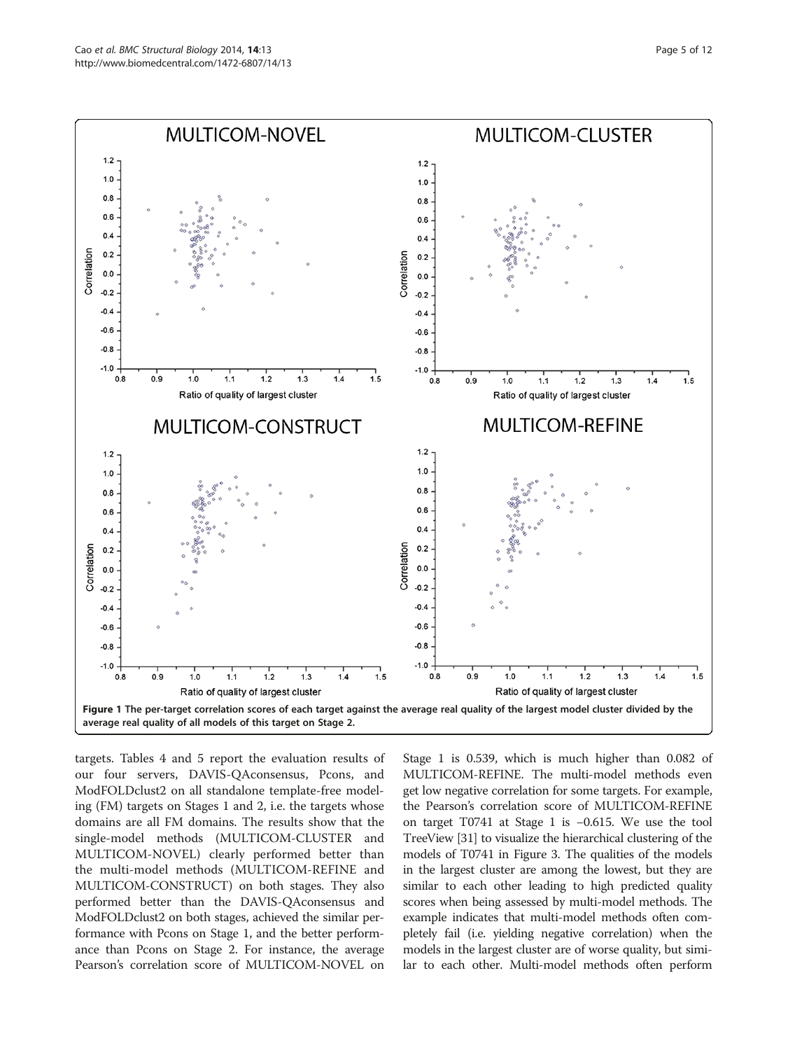**Figure 1 The per-target correlation scores of each target against the average real quality of the largest model cluster divided by the average real quality of all models of this target on Stage 2.**

targets. Tables 4 and 5 report the evaluation results of our four servers, DAVIS-QAconsensus, Pcons, and ModFOLDclust2 on all standalone template-free modeling (FM) targets on Stages 1 and 2, i.e. the targets whose domains are all FM domains. The results show that the single-model methods (MULTICOM-CLUSTER and MULTICOM-NOVEL) clearly performed better than the multi-model methods (MULTICOM-REFINE and MULTICOM-CONSTRUCT) on both stages. They also performed better than the DAVIS-QAconsensus and ModFOLDclust2 on both stages, achieved the similar performance with Pcons on Stage 1, and the better performance than Pcons on Stage 2. For instance, the average Pearson's correlation score of MULTICOM-NOVEL on Stage 1 is 0.539, which is much higher than 0.082 of MULTICOM-REFINE. The multi-model methods even get low negative correlation for some targets. For example, the Pearson's correlation score of MULTICOM-REFINE on target T0741 at Stage 1 is −0.615. We use the tool TreeView [31] to visualize the hierarchical clustering of the models of T0741 in Figure 3. The qualities of the models in the largest cluster are among the lowest, but they are similar to each other leading to high predicted quality scores when being assessed by multi-model methods. The example indicates that multi-model methods often completely fail (i.e. yielding negative correlation) when the models in the largest cluster are of worse quality, but similar to each other. Multi-model methods often perform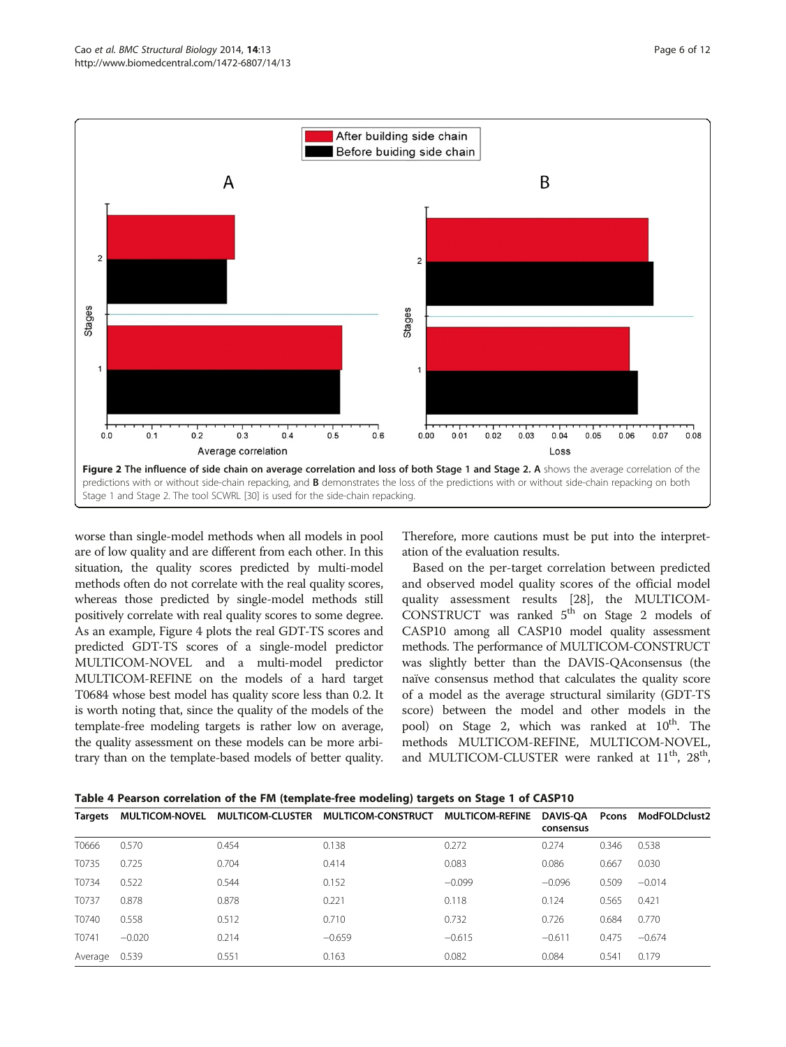**Figure 2 The influence of side chain on average correlation and loss of both Stage 1 and Stage 2. A** shows the average correlation of the predictions with or without side-chain repacking, and **B** demonstrates the loss of the predictions with or without side-chain repacking on both Stage 1 and Stage 2. The tool SCWRL [30] is used for the side-chain repacking.

worse than single-model methods when all models in pool are of low quality and are different from each other. In this situation, the quality scores predicted by multi-model methods often do not correlate with the real quality scores, whereas those predicted by single-model methods still positively correlate with real quality scores to some degree. As an example, Figure 4 plots the real GDT-TS scores and predicted GDT-TS scores of a single-model predictor MULTICOM-NOVEL and a multi-model predictor MULTICOM-REFINE on the models of a hard target T0684 whose best model has quality score less than 0.2. It is worth noting that, since the quality of the models of the template-free modeling targets is rather low on average, the quality assessment on these models can be more arbitrary than on the template-based models of better quality. Therefore, more cautions must be put into the interpretation of the evaluation results.

Based on the per-target correlation between predicted and observed model quality scores of the official model quality assessment results [28], the MULTICOM-CONSTRUCT was ranked 5th on Stage 2 models of CASP10 among all CASP10 model quality assessment methods. The performance of MULTICOM-CONSTRUCT was slightly better than the DAVIS-QAconsensus (the naïve consensus method that calculates the quality score of a model as the average structural similarity (GDT-TS score) between the model and other models in the pool) on Stage 2, which was ranked at 10th. The methods MULTICOM-REFINE, MULTICOM-NOVEL, and MULTICOM-CLUSTER were ranked at 11th, 28th,

**Table 4 Pearson correlation of the FM (template-free modeling) targets on Stage 1 of CASP10**

| Targets | MULTICOM-NOVEL | MULTICOM-CLUSTER | MULTICOM-CONSTRUCT | MULTICOM-REFINE | DAVIS-QA consensus | Pcons | ModFOLDclust2 |
|---|---|---|---|---|---|---|---|
| T0666 | 0.570 | 0.454 | 0.138 | 0.272 | 0.274 | 0.346 | 0.538 |
| T0735 | 0.725 | 0.704 | 0.414 | 0.083 | 0.086 | 0.667 | 0.030 |
| T0734 | 0.522 | 0.544 | 0.152 | −0.099 | −0.096 | 0.509 | −0.014 |
| T0737 | 0.878 | 0.878 | 0.221 | 0.118 | 0.124 | 0.565 | 0.421 |
| T0740 | 0.558 | 0.512 | 0.710 | 0.732 | 0.726 | 0.684 | 0.770 |
| T0741 | −0.020 | 0.214 | −0.659 | −0.615 | −0.611 | 0.475 | −0.674 |
| Average | 0.539 | 0.551 | 0.163 | 0.082 | 0.084 | 0.541 | 0.179 |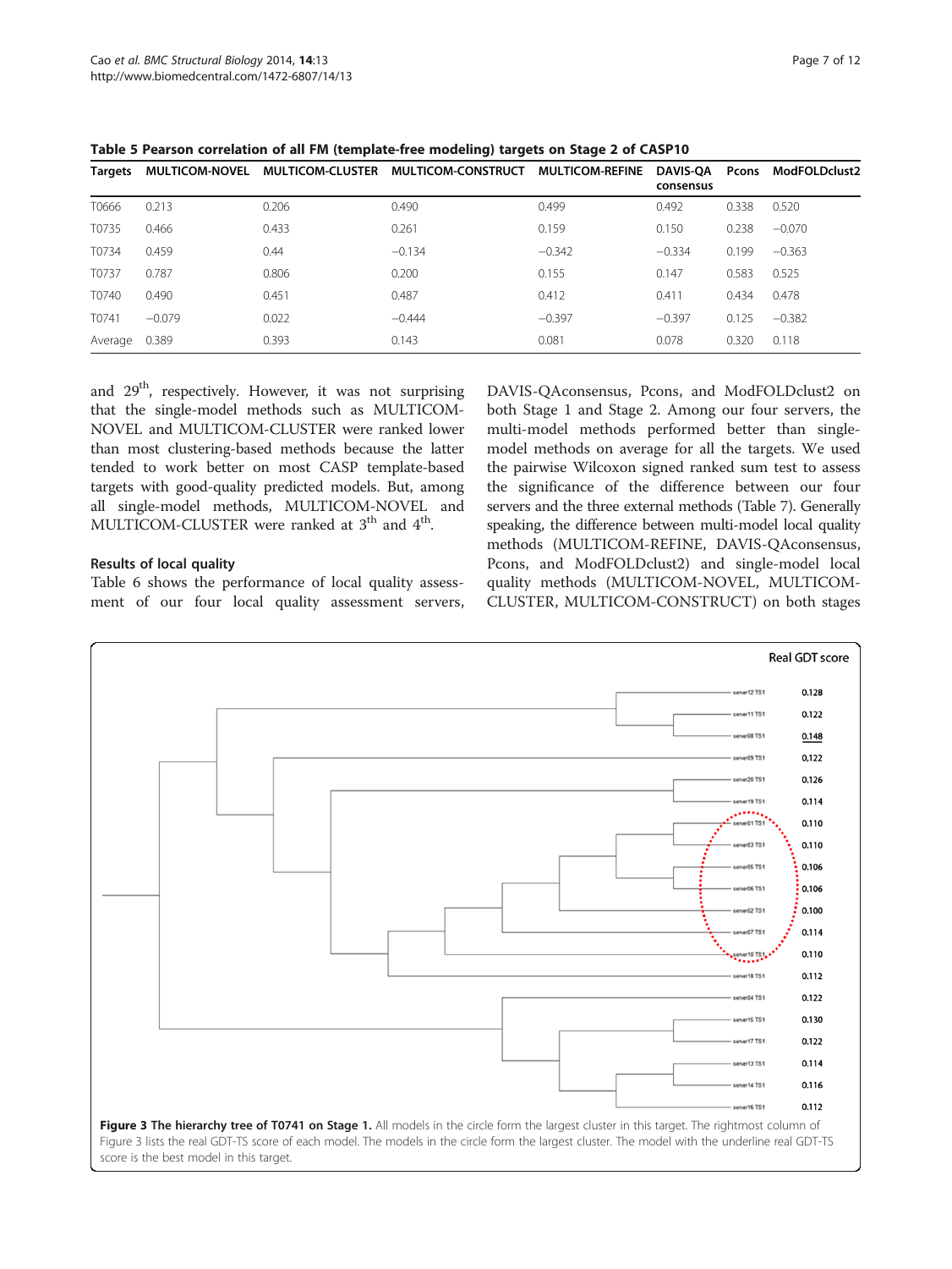**Table 5 Pearson correlation of all FM (template-free modeling) targets on Stage 2 of CASP10**

| Targets | MULTICOM-NOVEL | MULTICOM-CLUSTER | MULTICOM-CONSTRUCT | MULTICOM-REFINE | DAVIS-QA consensus | Pcons | ModFOLDclust2 |
|---|---|---|---|---|---|---|---|
| T0666 | 0.213 | 0.206 | 0.490 | 0.499 | 0.492 | 0.338 | 0.520 |
| T0735 | 0.466 | 0.433 | 0.261 | 0.159 | 0.150 | 0.238 | −0.070 |
| T0734 | 0.459 | 0.44 | −0.134 | −0.342 | −0.334 | 0.199 | −0.363 |
| T0737 | 0.787 | 0.806 | 0.200 | 0.155 | 0.147 | 0.583 | 0.525 |
| T0740 | 0.490 | 0.451 | 0.487 | 0.412 | 0.411 | 0.434 | 0.478 |
| T0741 | −0.079 | 0.022 | −0.444 | −0.397 | −0.397 | 0.125 | −0.382 |
| Average | 0.389 | 0.393 | 0.143 | 0.081 | 0.078 | 0.320 | 0.118 |

and 29th, respectively. However, it was not surprising that the single-model methods such as MULTICOM-NOVEL and MULTICOM-CLUSTER were ranked lower than most clustering-based methods because the latter tended to work better on most CASP template-based targets with good-quality predicted models. But, among all single-model methods, MULTICOM-NOVEL and MULTICOM-CLUSTER were ranked at 3th and 4th.

### Results of local quality

Table 6 shows the performance of local quality assessment of our four local quality assessment servers, DAVIS-QAconsensus, Pcons, and ModFOLDclust2 on both Stage 1 and Stage 2. Among our four servers, the multi-model methods performed better than single-model methods on average for all the targets. We used the pairwise Wilcoxon signed ranked sum test to assess the significance of the difference between our four servers and the three external methods (Table 7). Generally speaking, the difference between multi-model local quality methods (MULTICOM-REFINE, DAVIS-QAconsensus, Pcons, and ModFOLDclust2) and single-model local quality methods (MULTICOM-NOVEL, MULTICOM-CLUSTER, MULTICOM-CONSTRUCT) on both stages

**Figure 3 The hierarchy tree of T0741 on Stage 1.** All models in the circle form the largest cluster in this target. The rightmost column of Figure 3 lists the real GDT-TS score of each model. The models in the circle form the largest cluster. The model with the underline real GDT-TS score is the best model in this target.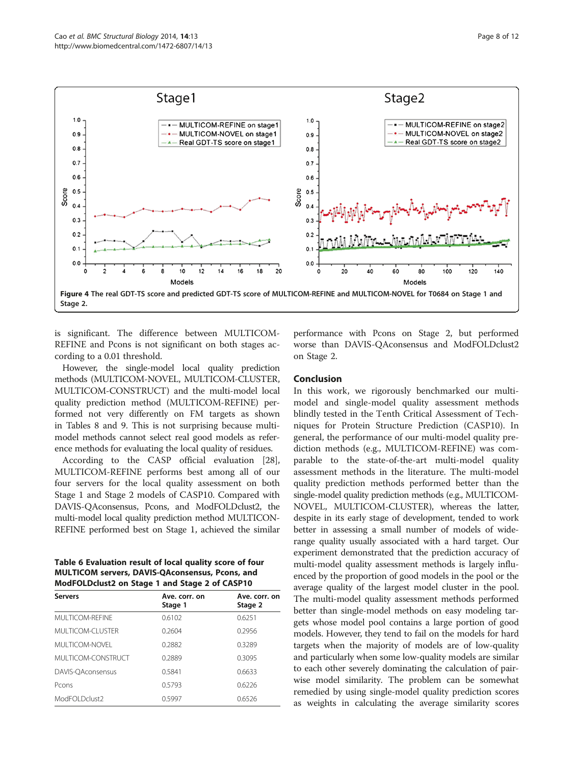Figure 4 The real GDT-TS score and predicted GDT-TS score of MULTICOM-REFINE and MULTICOM-NOVEL for T0684 on Stage 1 and Stage 2.

is significant. The difference between MULTICOM-REFINE and Pcons is not significant on both stages according to a 0.01 threshold.

However, the single-model local quality prediction methods (MULTICOM-NOVEL, MULTICOM-CLUSTER, MULTICOM-CONSTRUCT) and the multi-model local quality prediction method (MULTICOM-REFINE) performed not very differently on FM targets as shown in Tables 8 and 9. This is not surprising because multi-model methods cannot select real good models as reference methods for evaluating the local quality of residues.

According to the CASP official evaluation [28], MULTICOM-REFINE performs best among all of our four servers for the local quality assessment on both Stage 1 and Stage 2 models of CASP10. Compared with DAVIS-QAconsensus, Pcons, and ModFOLDclust2, the multi-model local quality prediction method MULTICON-REFINE performed best on Stage 1, achieved the similar performance with Pcons on Stage 2, but performed worse than DAVIS-QAconsensus and ModFOLDclust2 on Stage 2.

**Table 6 Evaluation result of local quality score of four MULTICOM servers, DAVIS-QAconsensus, Pcons, and ModFOLDclust2 on Stage 1 and Stage 2 of CASP10**

| Servers | Ave. corr. on Stage 1 | Ave. corr. on Stage 2 |
|---|---|---|
| MULTICOM-REFINE | 0.6102 | 0.6251 |
| MULTICOM-CLUSTER | 0.2604 | 0.2956 |
| MULTICOM-NOVEL | 0.2882 | 0.3289 |
| MULTICOM-CONSTRUCT | 0.2889 | 0.3095 |
| DAVIS-QAconsensus | 0.5841 | 0.6633 |
| Pcons | 0.5793 | 0.6226 |
| ModFOLDclust2 | 0.5997 | 0.6526 |

## Conclusion

In this work, we rigorously benchmarked our multi-model and single-model quality assessment methods blindly tested in the Tenth Critical Assessment of Techniques for Protein Structure Prediction (CASP10). In general, the performance of our multi-model quality prediction methods (e.g., MULTICOM-REFINE) was comparable to the state-of-the-art multi-model quality assessment methods in the literature. The multi-model quality prediction methods performed better than the single-model quality prediction methods (e.g., MULTICOM-NOVEL, MULTICOM-CLUSTER), whereas the latter, despite in its early stage of development, tended to work better in assessing a small number of models of wide-range quality usually associated with a hard target. Our experiment demonstrated that the prediction accuracy of multi-model quality assessment methods is largely influenced by the proportion of good models in the pool or the average quality of the largest model cluster in the pool. The multi-model quality assessment methods performed better than single-model methods on easy modeling targets whose model pool contains a large portion of good models. However, they tend to fail on the models for hard targets when the majority of models are of low-quality and particularly when some low-quality models are similar to each other severely dominating the calculation of pairwise model similarity. The problem can be somewhat remedied by using single-model quality prediction scores as weights in calculating the average similarity scores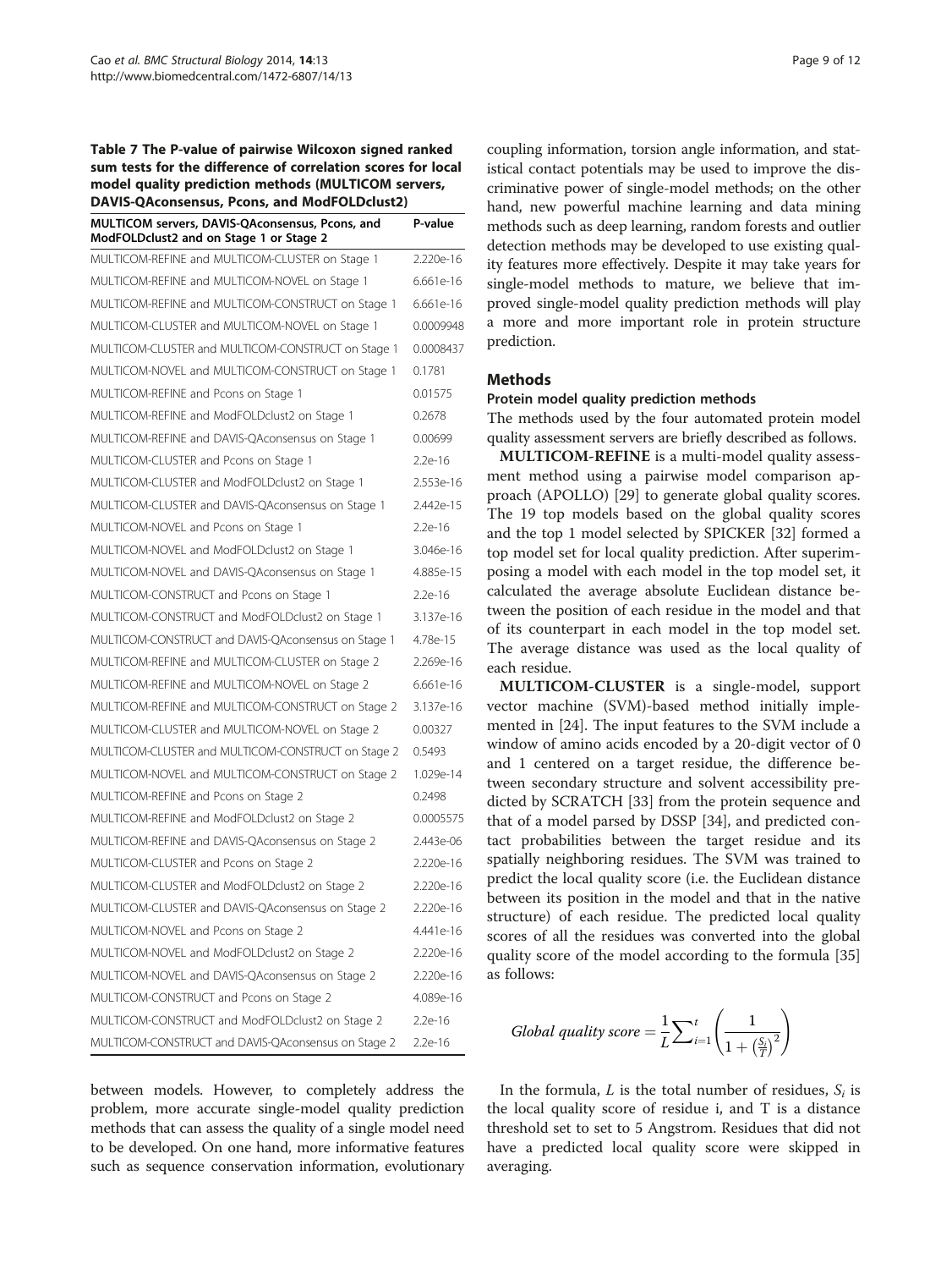**Table 7 The P-value of pairwise Wilcoxon signed ranked sum tests for the difference of correlation scores for local model quality prediction methods (MULTICOM servers, DAVIS-QAconsensus, Pcons, and ModFOLDclust2)**

| MULTICOM servers, DAVIS-QAconsensus, Pcons, and ModFOLDclust2 and on Stage 1 or Stage 2 | P-value |
|---|---|
| MULTICOM-REFINE and MULTICOM-CLUSTER on Stage 1 | 2.220e-16 |
| MULTICOM-REFINE and MULTICOM-NOVEL on Stage 1 | 6.661e-16 |
| MULTICOM-REFINE and MULTICOM-CONSTRUCT on Stage 1 | 6.661e-16 |
| MULTICOM-CLUSTER and MULTICOM-NOVEL on Stage 1 | 0.0009948 |
| MULTICOM-CLUSTER and MULTICOM-CONSTRUCT on Stage 1 | 0.0008437 |
| MULTICOM-NOVEL and MULTICOM-CONSTRUCT on Stage 1 | 0.1781 |
| MULTICOM-REFINE and Pcons on Stage 1 | 0.01575 |
| MULTICOM-REFINE and ModFOLDclust2 on Stage 1 | 0.2678 |
| MULTICOM-REFINE and DAVIS-QAconsensus on Stage 1 | 0.00699 |
| MULTICOM-CLUSTER and Pcons on Stage 1 | 2.2e-16 |
| MULTICOM-CLUSTER and ModFOLDclust2 on Stage 1 | 2.553e-16 |
| MULTICOM-CLUSTER and DAVIS-QAconsensus on Stage 1 | 2.442e-15 |
| MULTICOM-NOVEL and Pcons on Stage 1 | 2.2e-16 |
| MULTICOM-NOVEL and ModFOLDclust2 on Stage 1 | 3.046e-16 |
| MULTICOM-NOVEL and DAVIS-QAconsensus on Stage 1 | 4.885e-15 |
| MULTICOM-CONSTRUCT and Pcons on Stage 1 | 2.2e-16 |
| MULTICOM-CONSTRUCT and ModFOLDclust2 on Stage 1 | 3.137e-16 |
| MULTICOM-CONSTRUCT and DAVIS-QAconsensus on Stage 1 | 4.78e-15 |
| MULTICOM-REFINE and MULTICOM-CLUSTER on Stage 2 | 2.269e-16 |
| MULTICOM-REFINE and MULTICOM-NOVEL on Stage 2 | 6.661e-16 |
| MULTICOM-REFINE and MULTICOM-CONSTRUCT on Stage 2 | 3.137e-16 |
| MULTICOM-CLUSTER and MULTICOM-NOVEL on Stage 2 | 0.00327 |
| MULTICOM-CLUSTER and MULTICOM-CONSTRUCT on Stage 2 | 0.5493 |
| MULTICOM-NOVEL and MULTICOM-CONSTRUCT on Stage 2 | 1.029e-14 |
| MULTICOM-REFINE and Pcons on Stage 2 | 0.2498 |
| MULTICOM-REFINE and ModFOLDclust2 on Stage 2 | 0.0005575 |
| MULTICOM-REFINE and DAVIS-QAconsensus on Stage 2 | 2.443e-06 |
| MULTICOM-CLUSTER and Pcons on Stage 2 | 2.220e-16 |
| MULTICOM-CLUSTER and ModFOLDclust2 on Stage 2 | 2.220e-16 |
| MULTICOM-CLUSTER and DAVIS-QAconsensus on Stage 2 | 2.220e-16 |
| MULTICOM-NOVEL and Pcons on Stage 2 | 4.441e-16 |
| MULTICOM-NOVEL and ModFOLDclust2 on Stage 2 | 2.220e-16 |
| MULTICOM-NOVEL and DAVIS-QAconsensus on Stage 2 | 2.220e-16 |
| MULTICOM-CONSTRUCT and Pcons on Stage 2 | 4.089e-16 |
| MULTICOM-CONSTRUCT and ModFOLDclust2 on Stage 2 | 2.2e-16 |
| MULTICOM-CONSTRUCT and DAVIS-QAconsensus on Stage 2 | 2.2e-16 |

between models. However, to completely address the problem, more accurate single-model quality prediction methods that can assess the quality of a single model need to be developed. On one hand, more informative features such as sequence conservation information, evolutionary coupling information, torsion angle information, and statistical contact potentials may be used to improve the discriminative power of single-model methods; on the other hand, new powerful machine learning and data mining methods such as deep learning, random forests and outlier detection methods may be developed to use existing quality features more effectively. Despite it may take years for single-model methods to mature, we believe that improved single-model quality prediction methods will play a more and more important role in protein structure prediction.

## Methods

### Protein model quality prediction methods

The methods used by the four automated protein model quality assessment servers are briefly described as follows.

**MULTICOM-REFINE** is a multi-model quality assessment method using a pairwise model comparison approach (APOLLO) [29] to generate global quality scores. The 19 top models based on the global quality scores and the top 1 model selected by SPICKER [32] formed a top model set for local quality prediction. After superimposing a model with each model in the top model set, it calculated the average absolute Euclidean distance between the position of each residue in the model and that of its counterpart in each model in the top model set. The average distance was used as the local quality of each residue.

**MULTICOM-CLUSTER** is a single-model, support vector machine (SVM)-based method initially implemented in [24]. The input features to the SVM include a window of amino acids encoded by a 20-digit vector of 0 and 1 centered on a target residue, the difference between secondary structure and solvent accessibility predicted by SCRATCH [33] from the protein sequence and that of a model parsed by DSSP [34], and predicted contact probabilities between the target residue and its spatially neighboring residues. The SVM was trained to predict the local quality score (i.e. the Euclidean distance between its position in the model and that in the native structure) of each residue. The predicted local quality scores of all the residues was converted into the global quality score of the model according to the formula [35] as follows:

$$Global\ quality\ score = \frac{1}{L}\sum_{i=1}^{t}\left(\frac{1}{1+\left(\frac{S_i}{T}\right)^2}\right)$$

In the formula, $L$ is the total number of residues, $S_i$ is the local quality score of residue i, and T is a distance threshold set to set to 5 Angstrom. Residues that did not have a predicted local quality score were skipped in averaging.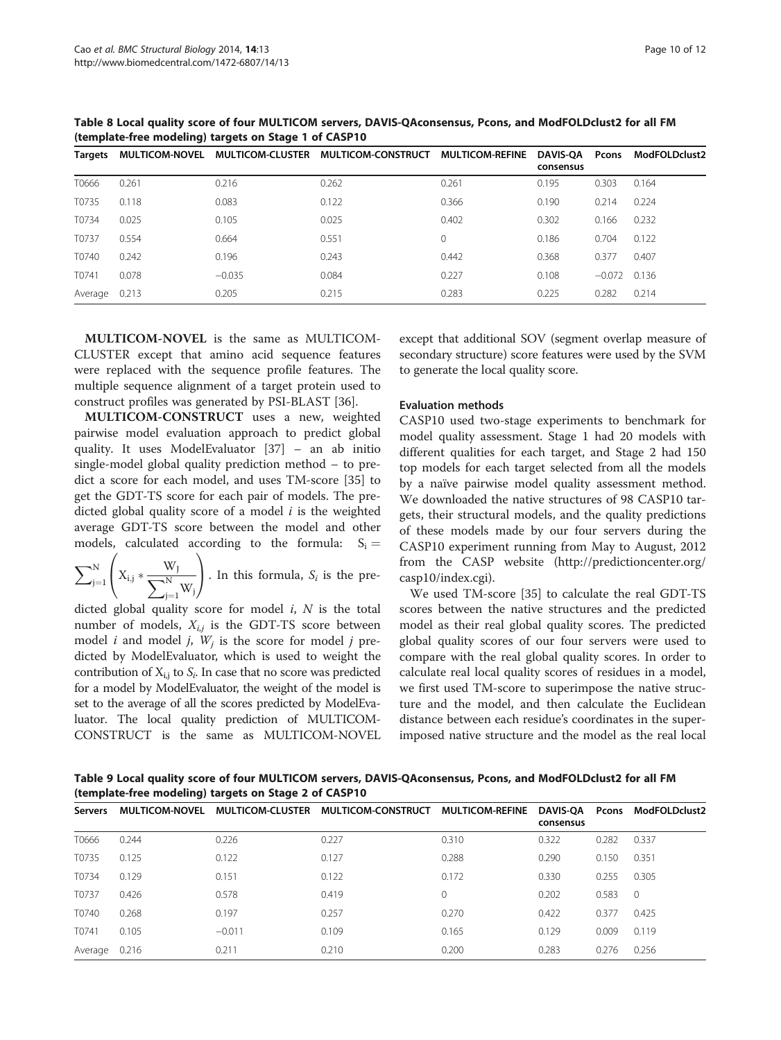**Table 8 Local quality score of four MULTICOM servers, DAVIS-QAconsensus, Pcons, and ModFOLDclust2 for all FM (template-free modeling) targets on Stage 1 of CASP10**

| Targets | MULTICOM-NOVEL | MULTICOM-CLUSTER | MULTICOM-CONSTRUCT | MULTICOM-REFINE | DAVIS-QA consensus | Pcons | ModFOLDclust2 |
|---|---|---|---|---|---|---|---|
| T0666 | 0.261 | 0.216 | 0.262 | 0.261 | 0.195 | 0.303 | 0.164 |
| T0735 | 0.118 | 0.083 | 0.122 | 0.366 | 0.190 | 0.214 | 0.224 |
| T0734 | 0.025 | 0.105 | 0.025 | 0.402 | 0.302 | 0.166 | 0.232 |
| T0737 | 0.554 | 0.664 | 0.551 | 0 | 0.186 | 0.704 | 0.122 |
| T0740 | 0.242 | 0.196 | 0.243 | 0.442 | 0.368 | 0.377 | 0.407 |
| T0741 | 0.078 | −0.035 | 0.084 | 0.227 | 0.108 | −0.072 | 0.136 |
| Average | 0.213 | 0.205 | 0.215 | 0.283 | 0.225 | 0.282 | 0.214 |

**MULTICOM-NOVEL** is the same as MULTICOM-CLUSTER except that amino acid sequence features were replaced with the sequence profile features. The multiple sequence alignment of a target protein used to construct profiles was generated by PSI-BLAST [36].

**MULTICOM-CONSTRUCT** uses a new, weighted pairwise model evaluation approach to predict global quality. It uses ModelEvaluator [37] – an ab initio single-model global quality prediction method – to predict a score for each model, and uses TM-score [35] to get the GDT-TS score for each pair of models. The predicted global quality score of a model $i$ is the weighted average GDT-TS score between the model and other models, calculated according to the formula: $S_i = \sum_{j=1}^{N}\left(X_{i,j} * \frac{W_J}{\sum_{j=1}^{N} W_j}\right)$. In this formula, $S_i$ is the predicted global quality score for model $i$, $N$ is the total number of models, $X_{i,j}$ is the GDT-TS score between model $i$ and model $j$, $W_j$ is the score for model $j$ predicted by ModelEvaluator, which is used to weight the contribution of $X_{i,j}$ to $S_i$. In case that no score was predicted for a model by ModelEvaluator, the weight of the model is set to the average of all the scores predicted by ModelEvaluator. The local quality prediction of MULTICOM-CONSTRUCT is the same as MULTICOM-NOVEL except that additional SOV (segment overlap measure of secondary structure) score features were used by the SVM to generate the local quality score.

### Evaluation methods

CASP10 used two-stage experiments to benchmark for model quality assessment. Stage 1 had 20 models with different qualities for each target, and Stage 2 had 150 top models for each target selected from all the models by a naïve pairwise model quality assessment method. We downloaded the native structures of 98 CASP10 targets, their structural models, and the quality predictions of these models made by our four servers during the CASP10 experiment running from May to August, 2012 from the CASP website (http://predictioncenter.org/casp10/index.cgi).

We used TM-score [35] to calculate the real GDT-TS scores between the native structures and the predicted model as their real global quality scores. The predicted global quality scores of our four servers were used to compare with the real global quality scores. In order to calculate real local quality scores of residues in a model, we first used TM-score to superimpose the native structure and the model, and then calculate the Euclidean distance between each residue's coordinates in the superimposed native structure and the model as the real local

**Table 9 Local quality score of four MULTICOM servers, DAVIS-QAconsensus, Pcons, and ModFOLDclust2 for all FM (template-free modeling) targets on Stage 2 of CASP10**

| Servers | MULTICOM-NOVEL | MULTICOM-CLUSTER | MULTICOM-CONSTRUCT | MULTICOM-REFINE | DAVIS-QA consensus | Pcons | ModFOLDclust2 |
|---|---|---|---|---|---|---|---|
| T0666 | 0.244 | 0.226 | 0.227 | 0.310 | 0.322 | 0.282 | 0.337 |
| T0735 | 0.125 | 0.122 | 0.127 | 0.288 | 0.290 | 0.150 | 0.351 |
| T0734 | 0.129 | 0.151 | 0.122 | 0.172 | 0.330 | 0.255 | 0.305 |
| T0737 | 0.426 | 0.578 | 0.419 | 0 | 0.202 | 0.583 | 0 |
| T0740 | 0.268 | 0.197 | 0.257 | 0.270 | 0.422 | 0.377 | 0.425 |
| T0741 | 0.105 | −0.011 | 0.109 | 0.165 | 0.129 | 0.009 | 0.119 |
| Average | 0.216 | 0.211 | 0.210 | 0.200 | 0.283 | 0.276 | 0.256 |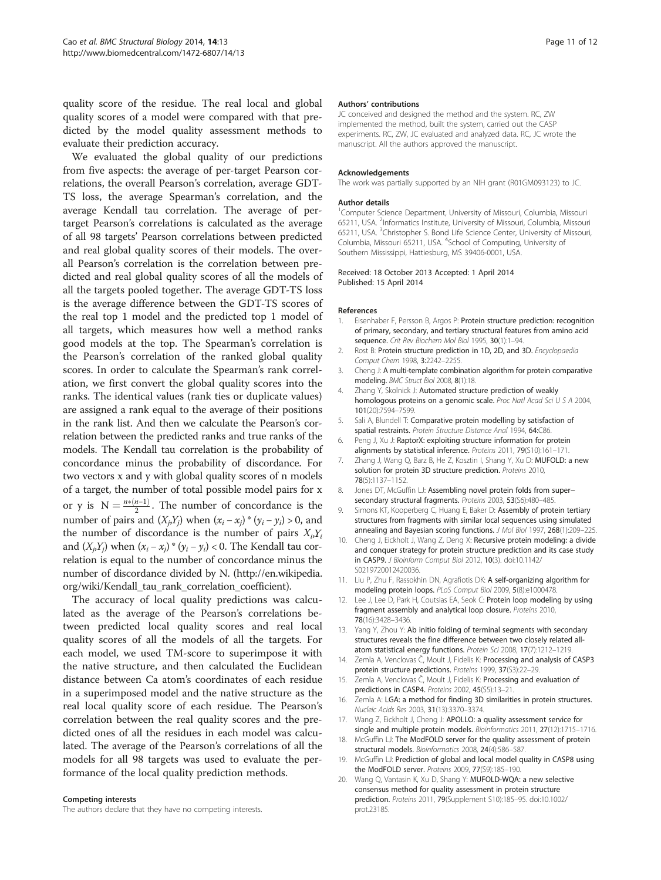quality score of the residue. The real local and global quality scores of a model were compared with that predicted by the model quality assessment methods to evaluate their prediction accuracy.

We evaluated the global quality of our predictions from five aspects: the average of per-target Pearson correlations, the overall Pearson's correlation, average GDT-TS loss, the average Spearman's correlation, and the average Kendall tau correlation. The average of per-target Pearson's correlations is calculated as the average of all 98 targets' Pearson correlations between predicted and real global quality scores of their models. The overall Pearson's correlation is the correlation between predicted and real global quality scores of all the models of all the targets pooled together. The average GDT-TS loss is the average difference between the GDT-TS scores of the real top 1 model and the predicted top 1 model of all targets, which measures how well a method ranks good models at the top. The Spearman's correlation is the Pearson's correlation of the ranked global quality scores. In order to calculate the Spearman's rank correlation, we first convert the global quality scores into the ranks. The identical values (rank ties or duplicate values) are assigned a rank equal to the average of their positions in the rank list. And then we calculate the Pearson's correlation between the predicted ranks and true ranks of the models. The Kendall tau correlation is the probability of concordance minus the probability of discordance. For two vectors x and y with global quality scores of n models of a target, the number of total possible model pairs for x or y is $N = \frac{n*(n-1)}{2}$. The number of concordance is the number of pairs and $(X_j, Y_j)$ when $(x_i - x_j) * (y_i - y_j) > 0$, and the number of discordance is the number of pairs $X_i, Y_i$ and $(X_j, Y_j)$ when $(x_i - x_j) * (y_i - y_j) < 0$. The Kendall tau correlation is equal to the number of concordance minus the number of discordance divided by N. (http://en.wikipedia.org/wiki/Kendall_tau_rank_correlation_coefficient).

The accuracy of local quality predictions was calculated as the average of the Pearson's correlations between predicted local quality scores and real local quality scores of all the models of all the targets. For each model, we used TM-score to superimpose it with the native structure, and then calculated the Euclidean distance between Ca atom's coordinates of each residue in a superimposed model and the native structure as the real local quality score of each residue. The Pearson's correlation between the real quality scores and the predicted ones of all the residues in each model was calculated. The average of the Pearson's correlations of all the models for all 98 targets was used to evaluate the performance of the local quality prediction methods.

#### Competing interests

The authors declare that they have no competing interests.

#### Authors' contributions

JC conceived and designed the method and the system. RC, ZW implemented the method, built the system, carried out the CASP experiments. RC, ZW, JC evaluated and analyzed data. RC, JC wrote the manuscript. All the authors approved the manuscript.

#### Acknowledgements

The work was partially supported by an NIH grant (R01GM093123) to JC.

#### Author details

[1]Computer Science Department, University of Missouri, Columbia, Missouri 65211, USA. [2]Informatics Institute, University of Missouri, Columbia, Missouri 65211, USA. [3]Christopher S. Bond Life Science Center, University of Missouri, Columbia, Missouri 65211, USA. [4]School of Computing, University of Southern Mississippi, Hattiesburg, MS 39406-0001, USA.

Received: 18 October 2013 Accepted: 1 April 2014
Published: 15 April 2014

#### References

1. Eisenhaber F, Persson B, Argos P: **Protein structure prediction: recognition of primary, secondary, and tertiary structural features from amino acid sequence.** *Crit Rev Biochem Mol Biol* 1995, **30**(1):1–94.
2. Rost B: **Protein structure prediction in 1D, 2D, and 3D.** *Encyclopaedia Comput Chem* 1998, **3**:2242–2255.
3. Cheng J: **A multi-template combination algorithm for protein comparative modeling.** *BMC Struct Biol* 2008, **8**(1):18.
4. Zhang Y, Skolnick J: **Automated structure prediction of weakly homologous proteins on a genomic scale.** *Proc Natl Acad Sci U S A* 2004, **101**(20):7594–7599.
5. Sali A, Blundell T: **Comparative protein modelling by satisfaction of spatial restraints.** *Protein Structure Distance Anal* 1994, **64**:C86.
6. Peng J, Xu J: **RaptorX: exploiting structure information for protein alignments by statistical inference.** *Proteins* 2011, **79**(S10):161–171.
7. Zhang J, Wang Q, Barz B, He Z, Kosztin I, Shang Y, Xu D: **MUFOLD: a new solution for protein 3D structure prediction.** *Proteins* 2010, **78**(5):1137–1152.
8. Jones DT, McGuffin LJ: **Assembling novel protein folds from super-secondary structural fragments.** *Proteins* 2003, **53**(S6):480–485.
9. Simons KT, Kooperberg C, Huang E, Baker D: **Assembly of protein tertiary structures from fragments with similar local sequences using simulated annealing and Bayesian scoring functions.** *J Mol Biol* 1997, **268**(1):209–225.
10. Cheng J, Eickholt J, Wang Z, Deng X: **Recursive protein modeling: a divide and conquer strategy for protein structure prediction and its case study in CASP9.** *J Bioinform Comput Biol* 2012, **10**(3). doi:10.1142/S0219720012420036.
11. Liu P, Zhu F, Rassokhin DN, Agrafiotis DK: **A self-organizing algorithm for modeling protein loops.** *PLoS Comput Biol* 2009, **5**(8):e1000478.
12. Lee J, Lee D, Park H, Coutsias EA, Seok C: **Protein loop modeling by using fragment assembly and analytical loop closure.** *Proteins* 2010, **78**(16):3428–3436.
13. Yang Y, Zhou Y: **Ab initio folding of terminal segments with secondary structures reveals the fine difference between two closely related all-atom statistical energy functions.** *Protein Sci* 2008, **17**(7):1212–1219.
14. Zemla A, Venclovas Č, Moult J, Fidelis K: **Processing and analysis of CASP3 protein structure predictions.** *Proteins* 1999, **37**(S3):22–29.
15. Zemla A, Venclovas Č, Moult J, Fidelis K: **Processing and evaluation of predictions in CASP4.** *Proteins* 2002, **45**(S5):13–21.
16. Zemla A: **LGA: a method for finding 3D similarities in protein structures.** *Nucleic Acids Res* 2003, **31**(13):3370–3374.
17. Wang Z, Eickholt J, Cheng J: **APOLLO: a quality assessment service for single and multiple protein models.** *Bioinformatics* 2011, **27**(12):1715–1716.
18. McGuffin LJ: **The ModFOLD server for the quality assessment of protein structural models.** *Bioinformatics* 2008, **24**(4):586–587.
19. McGuffin LJ: **Prediction of global and local model quality in CASP8 using the ModFOLD server.** *Proteins* 2009, **77**(S9):185–190.
20. Wang Q, Vantasin K, Xu D, Shang Y: **MUFOLD-WQA: a new selective consensus method for quality assessment in protein structure prediction.** *Proteins* 2011, **79**(Supplement S10):185–95. doi:10.1002/prot.23185.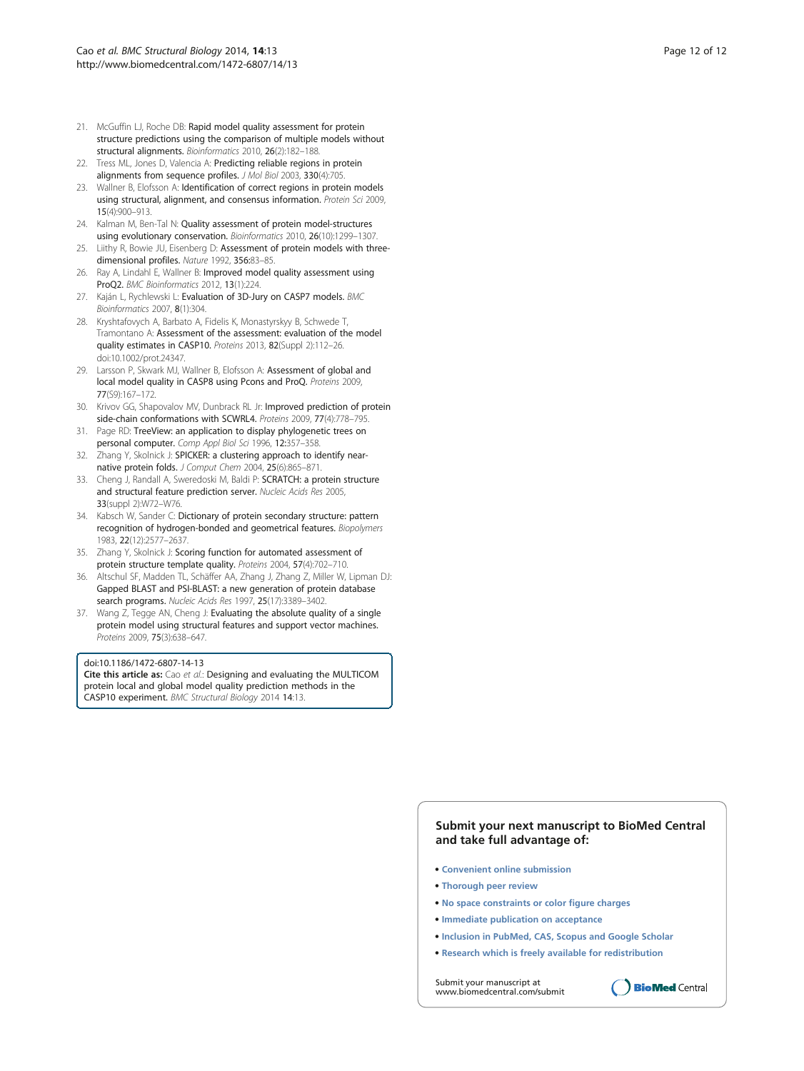21. McGuffin LJ, Roche DB: **Rapid model quality assessment for protein structure predictions using the comparison of multiple models without structural alignments.** *Bioinformatics* 2010, **26**(2):182–188.
22. Tress ML, Jones D, Valencia A: **Predicting reliable regions in protein alignments from sequence profiles.** *J Mol Biol* 2003, **330**(4):705.
23. Wallner B, Elofsson A: **Identification of correct regions in protein models using structural, alignment, and consensus information.** *Protein Sci* 2009, **15**(4):900–913.
24. Kalman M, Ben-Tal N: **Quality assessment of protein model-structures using evolutionary conservation.** *Bioinformatics* 2010, **26**(10):1299–1307.
25. Lüthy R, Bowie JU, Eisenberg D: **Assessment of protein models with three-dimensional profiles.** *Nature* 1992, **356:**83–85.
26. Ray A, Lindahl E, Wallner B: **Improved model quality assessment using ProQ2.** *BMC Bioinformatics* 2012, **13**(1):224.
27. Kaján L, Rychlewski L: **Evaluation of 3D-Jury on CASP7 models.** *BMC Bioinformatics* 2007, **8**(1):304.
28. Kryshtafovych A, Barbato A, Fidelis K, Monastyrskyy B, Schwede T, Tramontano A: **Assessment of the assessment: evaluation of the model quality estimates in CASP10.** *Proteins* 2013, **82**(Suppl 2):112–26. doi:10.1002/prot.24347.
29. Larsson P, Skwark MJ, Wallner B, Elofsson A: **Assessment of global and local model quality in CASP8 using Pcons and ProQ.** *Proteins* 2009, **77**(S9):167–172.
30. Krivov GG, Shapovalov MV, Dunbrack RL Jr: **Improved prediction of protein side-chain conformations with SCWRL4.** *Proteins* 2009, **77**(4):778–795.
31. Page RD: **TreeView: an application to display phylogenetic trees on personal computer.** *Comp Appl Biol Sci* 1996, **12:**357–358.
32. Zhang Y, Skolnick J: **SPICKER: a clustering approach to identify near-native protein folds.** *J Comput Chem* 2004, **25**(6):865–871.
33. Cheng J, Randall A, Sweredoski M, Baldi P: **SCRATCH: a protein structure and structural feature prediction server.** *Nucleic Acids Res* 2005, **33**(suppl 2):W72–W76.
34. Kabsch W, Sander C: **Dictionary of protein secondary structure: pattern recognition of hydrogen-bonded and geometrical features.** *Biopolymers* 1983, **22**(12):2577–2637.
35. Zhang Y, Skolnick J: **Scoring function for automated assessment of protein structure template quality.** *Proteins* 2004, **57**(4):702–710.
36. Altschul SF, Madden TL, Schäffer AA, Zhang J, Zhang Z, Miller W, Lipman DJ: **Gapped BLAST and PSI-BLAST: a new generation of protein database search programs.** *Nucleic Acids Res* 1997, **25**(17):3389–3402.
37. Wang Z, Tegge AN, Cheng J: **Evaluating the absolute quality of a single protein model using structural features and support vector machines.** *Proteins* 2009, **75**(3):638–647.

doi:10.1186/1472-6807-14-13

**Cite this article as:** Cao *et al.*: Designing and evaluating the MULTICOM protein local and global model quality prediction methods in the CASP10 experiment. *BMC Structural Biology* 2014 **14**:13.

**Submit your next manuscript to BioMed Central and take full advantage of:**

- **Convenient online submission**
- **Thorough peer review**
- **No space constraints or color figure charges**
- **Immediate publication on acceptance**
- **Inclusion in PubMed, CAS, Scopus and Google Scholar**
- **Research which is freely available for redistribution**

Submit your manuscript at www.biomedcentral.com/submit